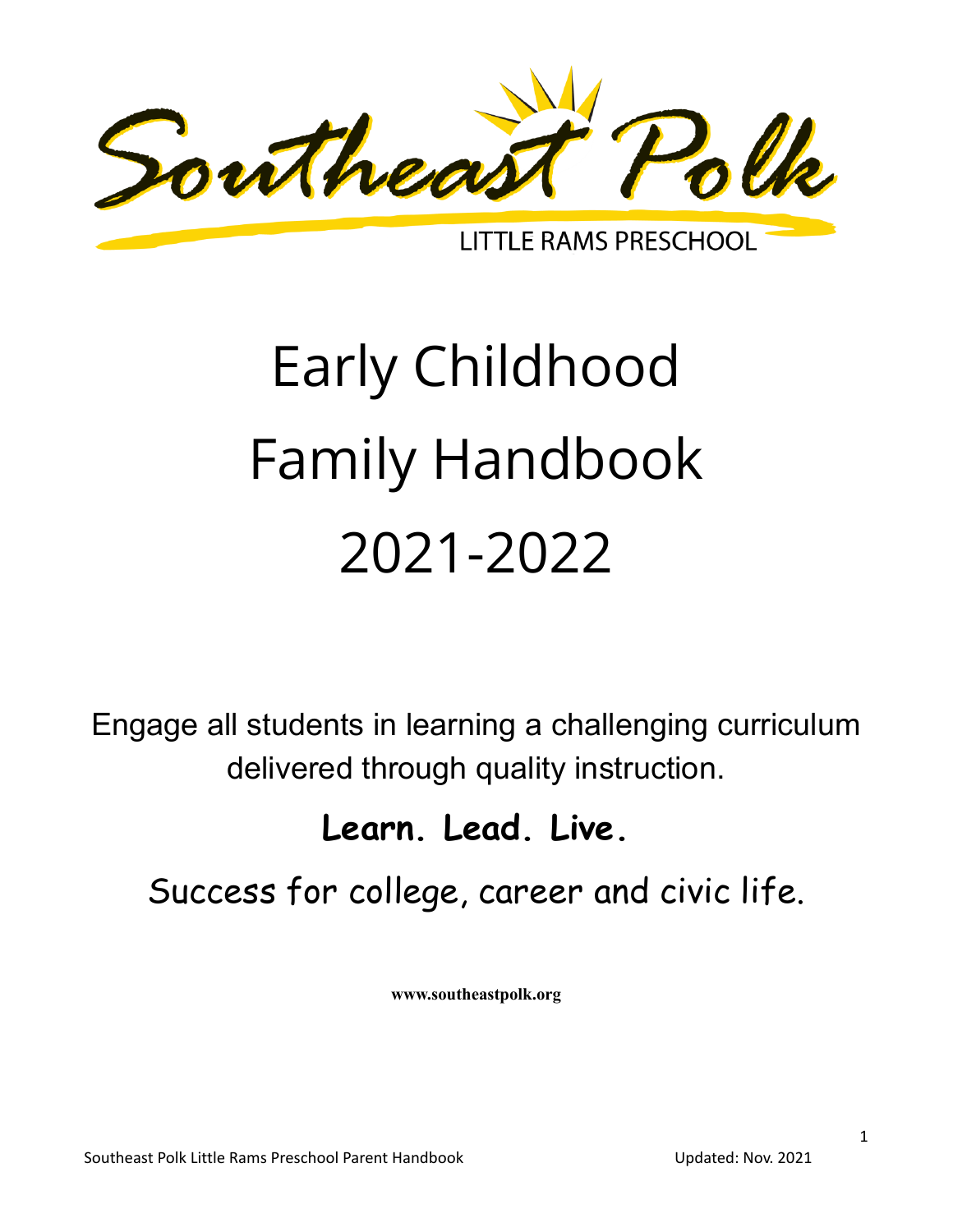Southeast Polk

LITTLE RAMS PRESCHOOL

# Early Childhood Family Handbook 2021-2022

Engage all students in learning a challenging curriculum delivered through quality instruction.

**Learn. Lead. Live.**

Success for college, career and civic life.

**www.southeastpolk.org**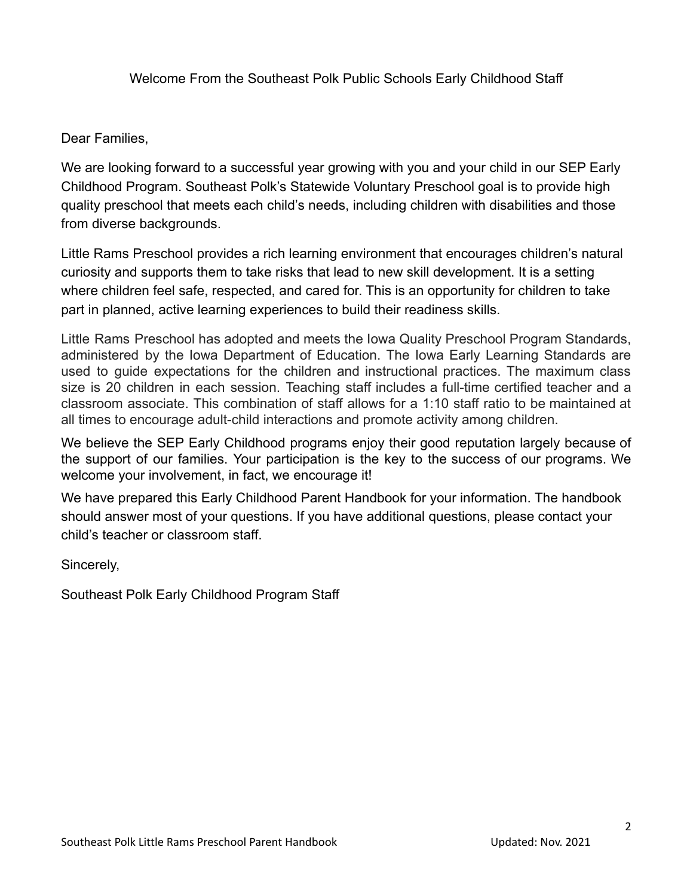## Welcome From the Southeast Polk Public Schools Early Childhood Staff

Dear Families,

We are looking forward to a successful year growing with you and your child in our SEP Early Childhood Program. Southeast Polk's Statewide Voluntary Preschool goal is to provide high quality preschool that meets each child's needs, including children with disabilities and those from diverse backgrounds.

Little Rams Preschool provides a rich learning environment that encourages children's natural curiosity and supports them to take risks that lead to new skill development. It is a setting where children feel safe, respected, and cared for. This is an opportunity for children to take part in planned, active learning experiences to build their readiness skills.

Little Rams Preschool has adopted and meets the Iowa Quality Preschool Program Standards, administered by the Iowa Department of Education. The Iowa Early Learning Standards are used to guide expectations for the children and instructional practices. The maximum class size is 20 children in each session. Teaching staff includes a full-time certified teacher and a classroom associate. This combination of staff allows for a 1:10 staff ratio to be maintained at all times to encourage adult-child interactions and promote activity among children.

We believe the SEP Early Childhood programs enjoy their good reputation largely because of the support of our families. Your participation is the key to the success of our programs. We welcome your involvement, in fact, we encourage it!

We have prepared this Early Childhood Parent Handbook for your information. The handbook should answer most of your questions. If you have additional questions, please contact your child's teacher or classroom staff.

Sincerely,

Southeast Polk Early Childhood Program Staff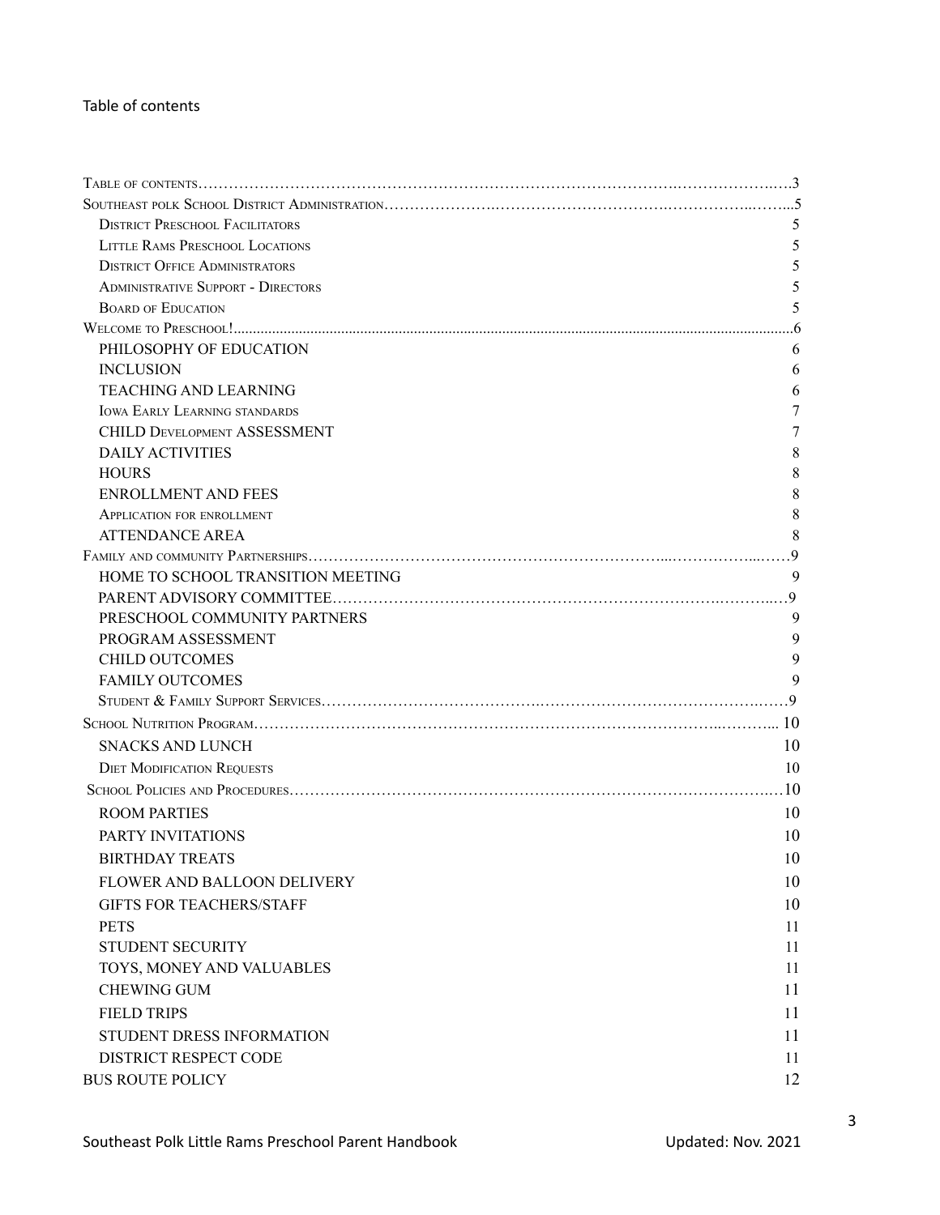Table of contents

| | |
|---|---|
| Table of contents | 3 |
| Southeast polk School District Administration | 5 |
| District Preschool Facilitators | 5 |
| Little Rams Preschool Locations | 5 |
| District Office Administrators | 5 |
| Administrative Support - Directors | 5 |
| Board of Education | 5 |
| Welcome to Preschool! | 6 |
| PHILOSOPHY OF EDUCATION | 6 |
| INCLUSION | 6 |
| TEACHING AND LEARNING | 6 |
| Iowa Early Learning standards | 7 |
| CHILD Development ASSESSMENT | 7 |
| DAILY ACTIVITIES | 8 |
| HOURS | 8 |
| ENROLLMENT AND FEES | 8 |
| Application for enrollment | 8 |
| ATTENDANCE AREA | 8 |
| Family and community Partnerships | 9 |
| HOME TO SCHOOL TRANSITION MEETING | 9 |
| PARENT ADVISORY COMMITTEE | 9 |
| PRESCHOOL COMMUNITY PARTNERS | 9 |
| PROGRAM ASSESSMENT | 9 |
| CHILD OUTCOMES | 9 |
| FAMILY OUTCOMES | 9 |
| Student & Family Support Services | 9 |
| School Nutrition Program | 10 |
| SNACKS AND LUNCH | 10 |
| Diet Modification Requests | 10 |
| School Policies and Procedures | 10 |
| ROOM PARTIES | 10 |
| PARTY INVITATIONS | 10 |
| BIRTHDAY TREATS | 10 |
| FLOWER AND BALLOON DELIVERY | 10 |
| GIFTS FOR TEACHERS/STAFF | 10 |
| PETS | 11 |
| STUDENT SECURITY | 11 |
| TOYS, MONEY AND VALUABLES | 11 |
| CHEWING GUM | 11 |
| FIELD TRIPS | 11 |
| STUDENT DRESS INFORMATION | 11 |
| DISTRICT RESPECT CODE | 11 |
| BUS ROUTE POLICY | 12 |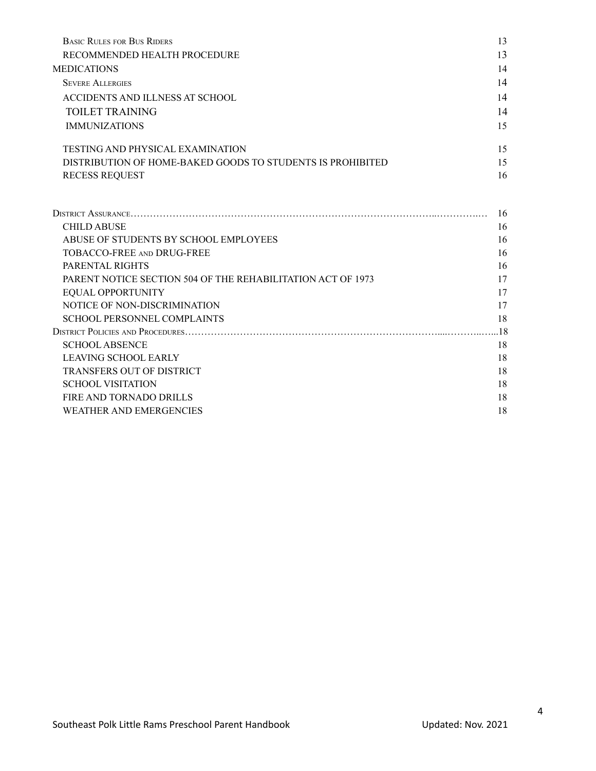| | |
|---|---|
| Basic Rules for Bus Riders | 13 |
| RECOMMENDED HEALTH PROCEDURE | 13 |
| MEDICATIONS | 14 |
| Severe Allergies | 14 |
| ACCIDENTS AND ILLNESS AT SCHOOL | 14 |
| TOILET TRAINING | 14 |
| IMMUNIZATIONS | 15 |
| TESTING AND PHYSICAL EXAMINATION | 15 |
| DISTRIBUTION OF HOME-BAKED GOODS TO STUDENTS IS PROHIBITED | 15 |
| RECESS REQUEST | 16 |
| District Assurance | 16 |
| CHILD ABUSE | 16 |
| ABUSE OF STUDENTS BY SCHOOL EMPLOYEES | 16 |
| TOBACCO-FREE and DRUG-FREE | 16 |
| PARENTAL RIGHTS | 16 |
| PARENT NOTICE SECTION 504 OF THE REHABILITATION ACT OF 1973 | 17 |
| EQUAL OPPORTUNITY | 17 |
| NOTICE OF NON-DISCRIMINATION | 17 |
| SCHOOL PERSONNEL COMPLAINTS | 18 |
| District Policies and Procedures | 18 |
| SCHOOL ABSENCE | 18 |
| LEAVING SCHOOL EARLY | 18 |
| TRANSFERS OUT OF DISTRICT | 18 |
| SCHOOL VISITATION | 18 |
| FIRE AND TORNADO DRILLS | 18 |
| WEATHER AND EMERGENCIES | 18 |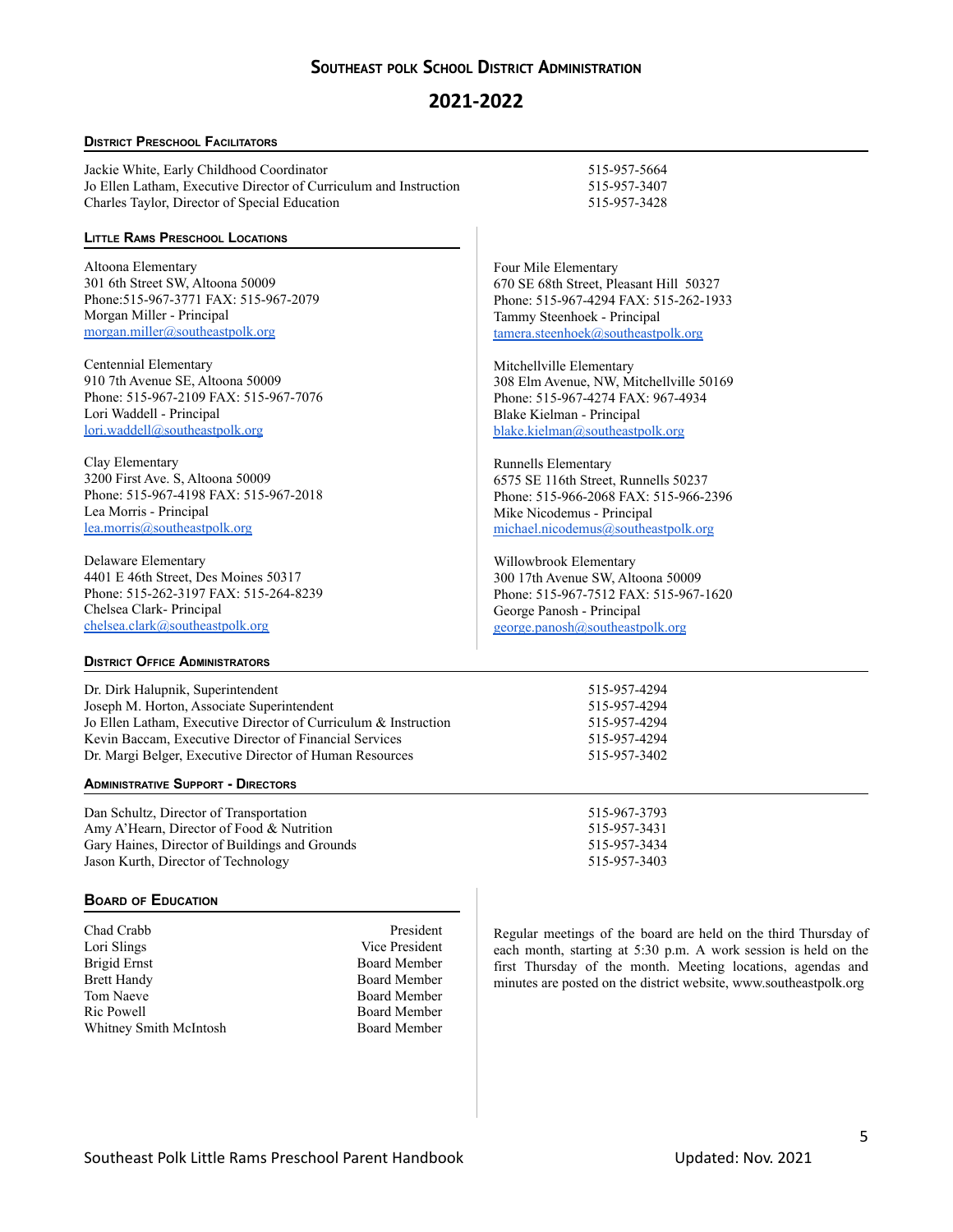# Southeast Polk School District Administration

## 2021-2022

### District Preschool Facilitators

| | |
|---|---|
| Jackie White, Early Childhood Coordinator | 515-957-5664 |
| Jo Ellen Latham, Executive Director of Curriculum and Instruction | 515-957-3407 |
| Charles Taylor, Director of Special Education | 515-957-3428 |

### Little Rams Preschool Locations

Altoona Elementary
301 6th Street SW, Altoona 50009
Phone:515-967-3771 FAX: 515-967-2079
Morgan Miller - Principal
morgan.miller@southeastpolk.org

Centennial Elementary
910 7th Avenue SE, Altoona 50009
Phone: 515-967-2109 FAX: 515-967-7076
Lori Waddell - Principal
lori.waddell@southeastpolk.org

Clay Elementary
3200 First Ave. S, Altoona 50009
Phone: 515-967-4198 FAX: 515-967-2018
Lea Morris - Principal
lea.morris@southeastpolk.org

Delaware Elementary
4401 E 46th Street, Des Moines 50317
Phone: 515-262-3197 FAX: 515-264-8239
Chelsea Clark- Principal
chelsea.clark@southeastpolk.org

Four Mile Elementary
670 SE 68th Street, Pleasant Hill 50327
Phone: 515-967-4294 FAX: 515-262-1933
Tammy Steenhoek - Principal
tamera.steenhoek@southeastpolk.org

Mitchellville Elementary
308 Elm Avenue, NW, Mitchellville 50169
Phone: 515-967-4274 FAX: 967-4934
Blake Kielman - Principal
blake.kielman@southeastpolk.org

Runnells Elementary
6575 SE 116th Street, Runnells 50237
Phone: 515-966-2068 FAX: 515-966-2396
Mike Nicodemus - Principal
michael.nicodemus@southeastpolk.org

Willowbrook Elementary
300 17th Avenue SW, Altoona 50009
Phone: 515-967-7512 FAX: 515-967-1620
George Panosh - Principal
george.panosh@southeastpolk.org

### District Office Administrators

| | |
|---|---|
| Dr. Dirk Halupnik, Superintendent | 515-957-4294 |
| Joseph M. Horton, Associate Superintendent | 515-957-4294 |
| Jo Ellen Latham, Executive Director of Curriculum & Instruction | 515-957-4294 |
| Kevin Baccam, Executive Director of Financial Services | 515-957-4294 |
| Dr. Margi Belger, Executive Director of Human Resources | 515-957-3402 |

### Administrative Support - Directors

| | |
|---|---|
| Dan Schultz, Director of Transportation | 515-967-3793 |
| Amy A'Hearn, Director of Food & Nutrition | 515-957-3431 |
| Gary Haines, Director of Buildings and Grounds | 515-957-3434 |
| Jason Kurth, Director of Technology | 515-957-3403 |

### Board of Education

| | |
|---|---|
| Chad Crabb | President |
| Lori Slings | Vice President |
| Brigid Ernst | Board Member |
| Brett Handy | Board Member |
| Tom Naeve | Board Member |
| Ric Powell | Board Member |
| Whitney Smith McIntosh | Board Member |

Regular meetings of the board are held on the third Thursday of each month, starting at 5:30 p.m. A work session is held on the first Thursday of the month. Meeting locations, agendas and minutes are posted on the district website, www.southeastpolk.org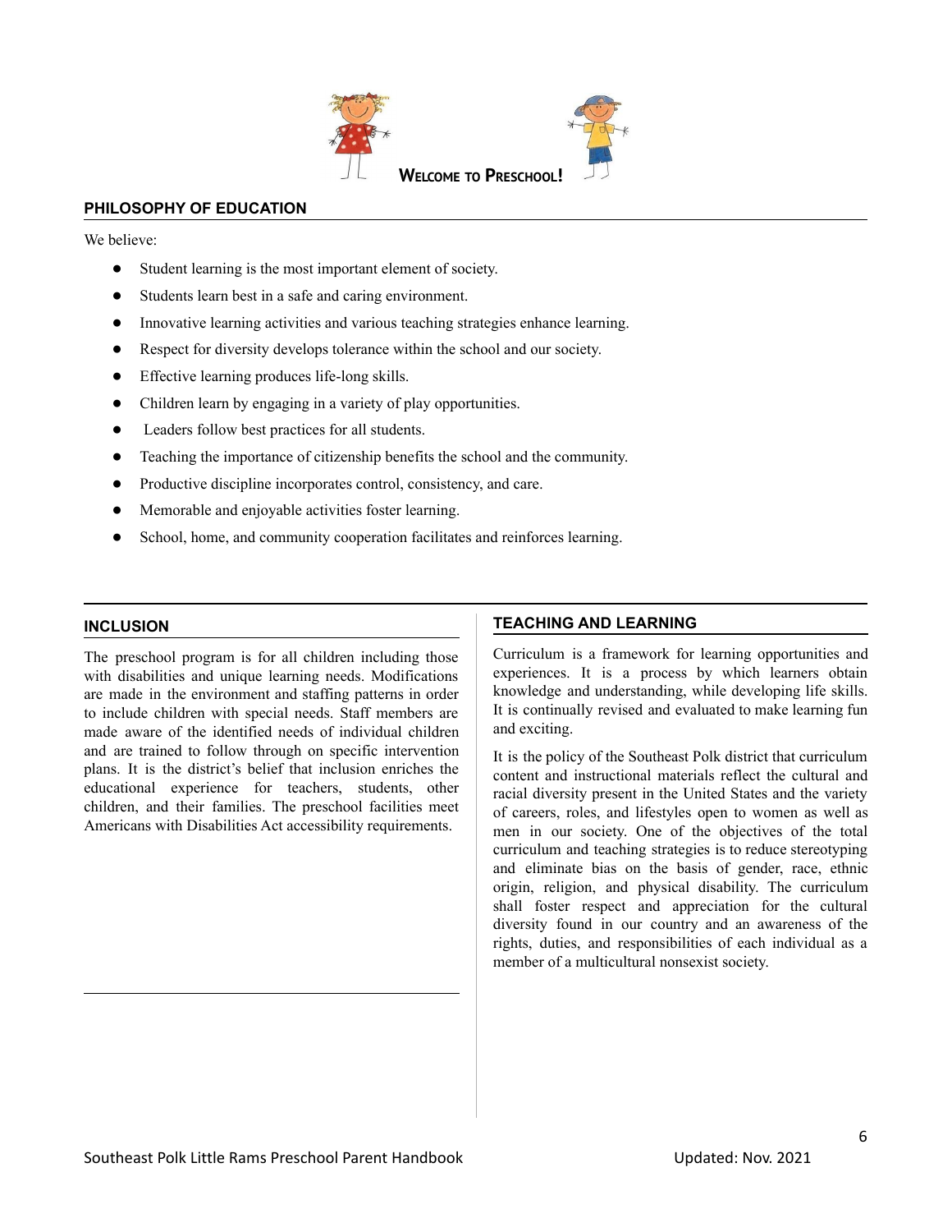**Welcome to Preschool!**

## PHILOSOPHY OF EDUCATION

We believe:

- Student learning is the most important element of society.
- Students learn best in a safe and caring environment.
- Innovative learning activities and various teaching strategies enhance learning.
- Respect for diversity develops tolerance within the school and our society.
- Effective learning produces life-long skills.
- Children learn by engaging in a variety of play opportunities.
- Leaders follow best practices for all students.
- Teaching the importance of citizenship benefits the school and the community.
- Productive discipline incorporates control, consistency, and care.
- Memorable and enjoyable activities foster learning.
- School, home, and community cooperation facilitates and reinforces learning.

## INCLUSION

The preschool program is for all children including those with disabilities and unique learning needs. Modifications are made in the environment and staffing patterns in order to include children with special needs. Staff members are made aware of the identified needs of individual children and are trained to follow through on specific intervention plans. It is the district's belief that inclusion enriches the educational experience for teachers, students, other children, and their families. The preschool facilities meet Americans with Disabilities Act accessibility requirements.

## TEACHING AND LEARNING

Curriculum is a framework for learning opportunities and experiences. It is a process by which learners obtain knowledge and understanding, while developing life skills. It is continually revised and evaluated to make learning fun and exciting.

It is the policy of the Southeast Polk district that curriculum content and instructional materials reflect the cultural and racial diversity present in the United States and the variety of careers, roles, and lifestyles open to women as well as men in our society. One of the objectives of the total curriculum and teaching strategies is to reduce stereotyping and eliminate bias on the basis of gender, race, ethnic origin, religion, and physical disability. The curriculum shall foster respect and appreciation for the cultural diversity found in our country and an awareness of the rights, duties, and responsibilities of each individual as a member of a multicultural nonsexist society.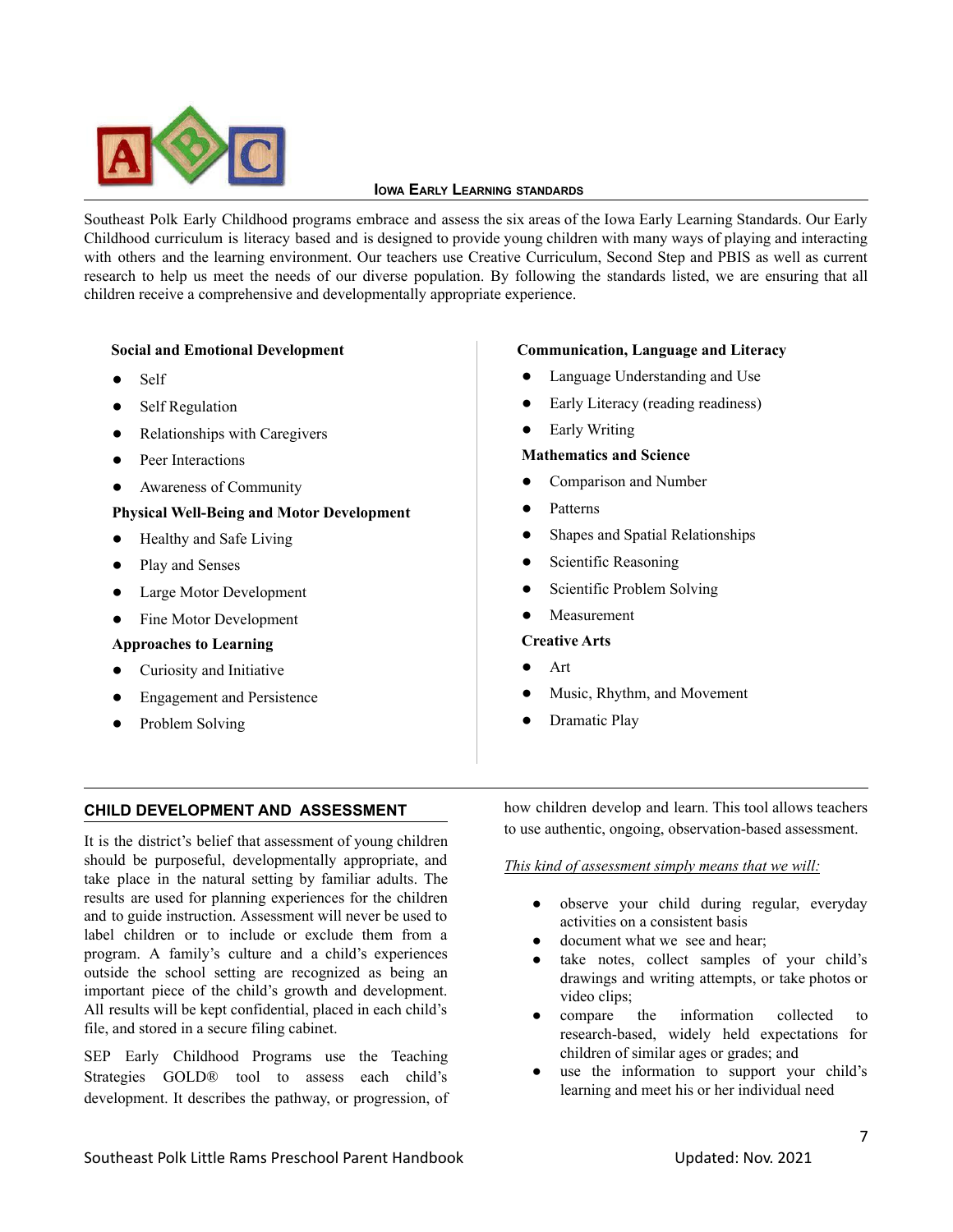## Iowa Early Learning Standards

Southeast Polk Early Childhood programs embrace and assess the six areas of the Iowa Early Learning Standards. Our Early Childhood curriculum is literacy based and is designed to provide young children with many ways of playing and interacting with others and the learning environment. Our teachers use Creative Curriculum, Second Step and PBIS as well as current research to help us meet the needs of our diverse population. By following the standards listed, we are ensuring that all children receive a comprehensive and developmentally appropriate experience.

**Social and Emotional Development**

- Self
- Self Regulation
- Relationships with Caregivers
- Peer Interactions
- Awareness of Community

**Physical Well-Being and Motor Development**

- Healthy and Safe Living
- Play and Senses
- Large Motor Development
- Fine Motor Development

**Approaches to Learning**

- Curiosity and Initiative
- Engagement and Persistence
- Problem Solving

**Communication, Language and Literacy**

- Language Understanding and Use
- Early Literacy (reading readiness)
- Early Writing

**Mathematics and Science**

- Comparison and Number
- Patterns
- Shapes and Spatial Relationships
- Scientific Reasoning
- Scientific Problem Solving
- Measurement

**Creative Arts**

- Art
- Music, Rhythm, and Movement
- Dramatic Play

## CHILD DEVELOPMENT AND ASSESSMENT

It is the district's belief that assessment of young children should be purposeful, developmentally appropriate, and take place in the natural setting by familiar adults. The results are used for planning experiences for the children and to guide instruction. Assessment will never be used to label children or to include or exclude them from a program. A family's culture and a child's experiences outside the school setting are recognized as being an important piece of the child's growth and development. All results will be kept confidential, placed in each child's file, and stored in a secure filing cabinet.

SEP Early Childhood Programs use the Teaching Strategies GOLD® tool to assess each child's development. It describes the pathway, or progression, of how children develop and learn. This tool allows teachers to use authentic, ongoing, observation-based assessment.

*This kind of assessment simply means that we will:*

- observe your child during regular, everyday activities on a consistent basis
- document what we see and hear;
- take notes, collect samples of your child's drawings and writing attempts, or take photos or video clips;
- compare the information collected to research-based, widely held expectations for children of similar ages or grades; and
- use the information to support your child's learning and meet his or her individual need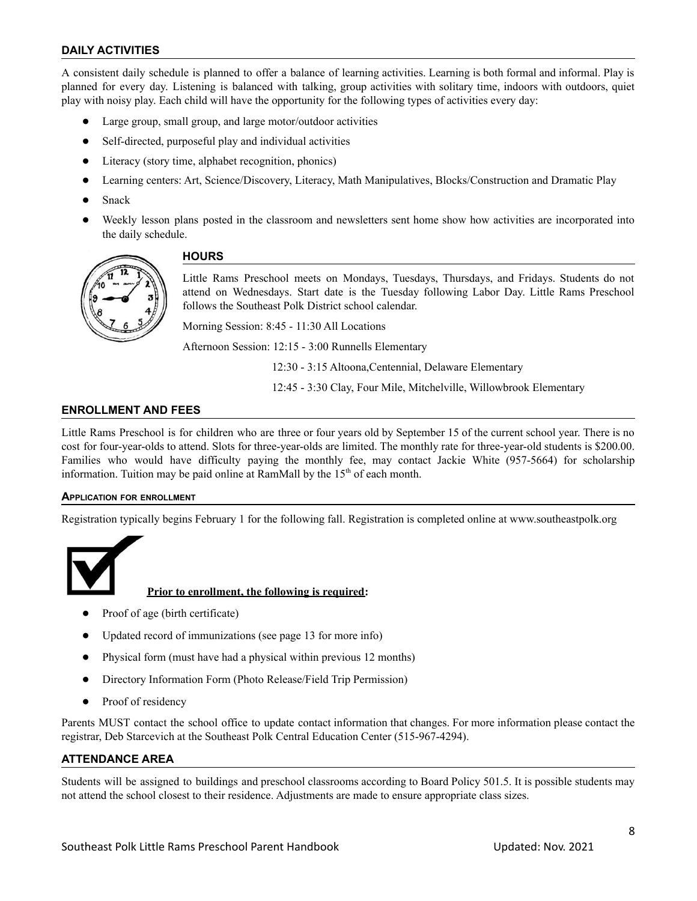## DAILY ACTIVITIES

A consistent daily schedule is planned to offer a balance of learning activities. Learning is both formal and informal. Play is planned for every day. Listening is balanced with talking, group activities with solitary time, indoors with outdoors, quiet play with noisy play. Each child will have the opportunity for the following types of activities every day:

- Large group, small group, and large motor/outdoor activities
- Self-directed, purposeful play and individual activities
- Literacy (story time, alphabet recognition, phonics)
- Learning centers: Art, Science/Discovery, Literacy, Math Manipulatives, Blocks/Construction and Dramatic Play
- Snack
- Weekly lesson plans posted in the classroom and newsletters sent home show how activities are incorporated into the daily schedule.

## HOURS

Little Rams Preschool meets on Mondays, Tuesdays, Thursdays, and Fridays. Students do not attend on Wednesdays. Start date is the Tuesday following Labor Day. Little Rams Preschool follows the Southeast Polk District school calendar.

Morning Session: 8:45 - 11:30 All Locations

Afternoon Session: 12:15 - 3:00 Runnells Elementary

12:30 - 3:15 Altoona,Centennial, Delaware Elementary

12:45 - 3:30 Clay, Four Mile, Mitchelville, Willowbrook Elementary

## ENROLLMENT AND FEES

Little Rams Preschool is for children who are three or four years old by September 15 of the current school year. There is no cost for four-year-olds to attend. Slots for three-year-olds are limited. The monthly rate for three-year-old students is $200.00. Families who would have difficulty paying the monthly fee, may contact Jackie White (957-5664) for scholarship information. Tuition may be paid online at RamMall by the 15th of each month.

### APPLICATION FOR ENROLLMENT

Registration typically begins February 1 for the following fall. Registration is completed online at www.southeastpolk.org

**Prior to enrollment, the following is required:**

- Proof of age (birth certificate)
- Updated record of immunizations (see page 13 for more info)
- Physical form (must have had a physical within previous 12 months)
- Directory Information Form (Photo Release/Field Trip Permission)
- Proof of residency

Parents MUST contact the school office to update contact information that changes. For more information please contact the registrar, Deb Starcevich at the Southeast Polk Central Education Center (515-967-4294).

## ATTENDANCE AREA

Students will be assigned to buildings and preschool classrooms according to Board Policy 501.5. It is possible students may not attend the school closest to their residence. Adjustments are made to ensure appropriate class sizes.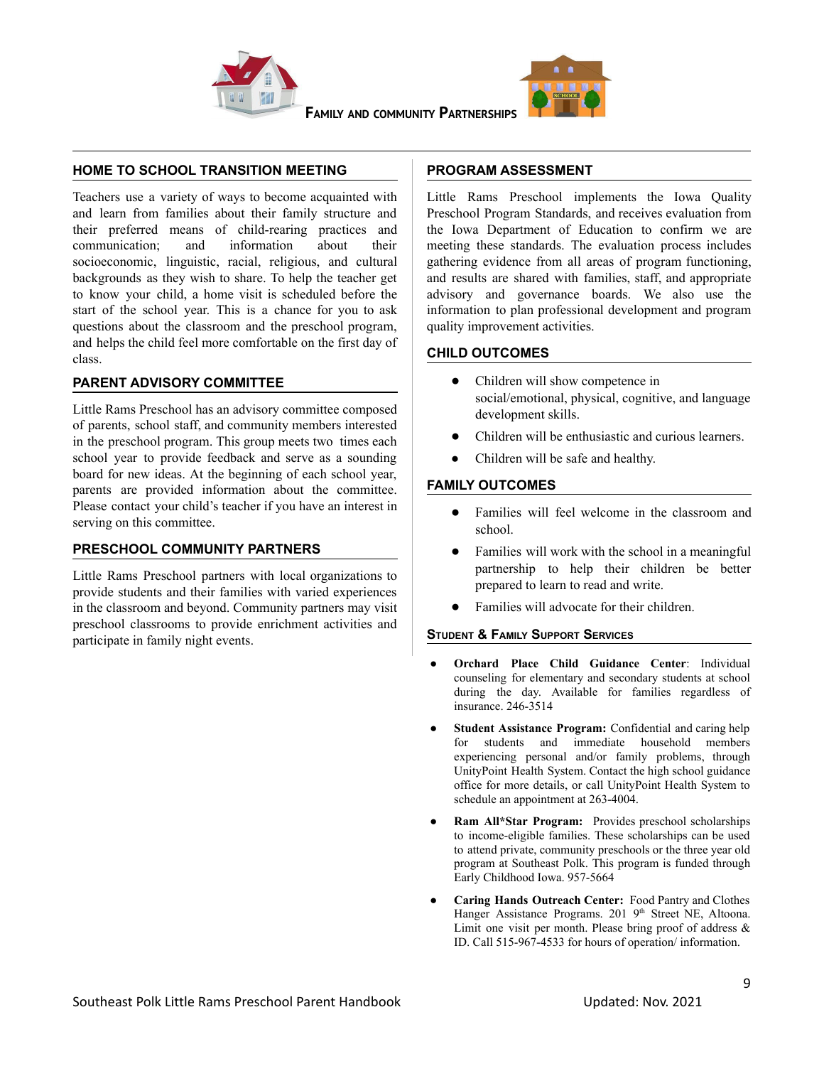# FAMILY AND COMMUNITY PARTNERSHIPS

## HOME TO SCHOOL TRANSITION MEETING

Teachers use a variety of ways to become acquainted with and learn from families about their family structure and their preferred means of child-rearing practices and communication; and information about their socioeconomic, linguistic, racial, religious, and cultural backgrounds as they wish to share. To help the teacher get to know your child, a home visit is scheduled before the start of the school year. This is a chance for you to ask questions about the classroom and the preschool program, and helps the child feel more comfortable on the first day of class.

## PARENT ADVISORY COMMITTEE

Little Rams Preschool has an advisory committee composed of parents, school staff, and community members interested in the preschool program. This group meets two times each school year to provide feedback and serve as a sounding board for new ideas. At the beginning of each school year, parents are provided information about the committee. Please contact your child's teacher if you have an interest in serving on this committee.

## PRESCHOOL COMMUNITY PARTNERS

Little Rams Preschool partners with local organizations to provide students and their families with varied experiences in the classroom and beyond. Community partners may visit preschool classrooms to provide enrichment activities and participate in family night events.

## PROGRAM ASSESSMENT

Little Rams Preschool implements the Iowa Quality Preschool Program Standards, and receives evaluation from the Iowa Department of Education to confirm we are meeting these standards. The evaluation process includes gathering evidence from all areas of program functioning, and results are shared with families, staff, and appropriate advisory and governance boards. We also use the information to plan professional development and program quality improvement activities.

## CHILD OUTCOMES

- Children will show competence in social/emotional, physical, cognitive, and language development skills.
- Children will be enthusiastic and curious learners.
- Children will be safe and healthy.

## FAMILY OUTCOMES

- Families will feel welcome in the classroom and school.
- Families will work with the school in a meaningful partnership to help their children be better prepared to learn to read and write.
- Families will advocate for their children.

## STUDENT & FAMILY SUPPORT SERVICES

- **Orchard Place Child Guidance Center**: Individual counseling for elementary and secondary students at school during the day. Available for families regardless of insurance. 246-3514
- **Student Assistance Program:** Confidential and caring help for students and immediate household members experiencing personal and/or family problems, through UnityPoint Health System. Contact the high school guidance office for more details, or call UnityPoint Health System to schedule an appointment at 263-4004.
- **Ram All*Star Program:** Provides preschool scholarships to income-eligible families. These scholarships can be used to attend private, community preschools or the three year old program at Southeast Polk. This program is funded through Early Childhood Iowa. 957-5664
- **Caring Hands Outreach Center:** Food Pantry and Clothes Hanger Assistance Programs. 201 9th Street NE, Altoona. Limit one visit per month. Please bring proof of address & ID. Call 515-967-4533 for hours of operation/ information.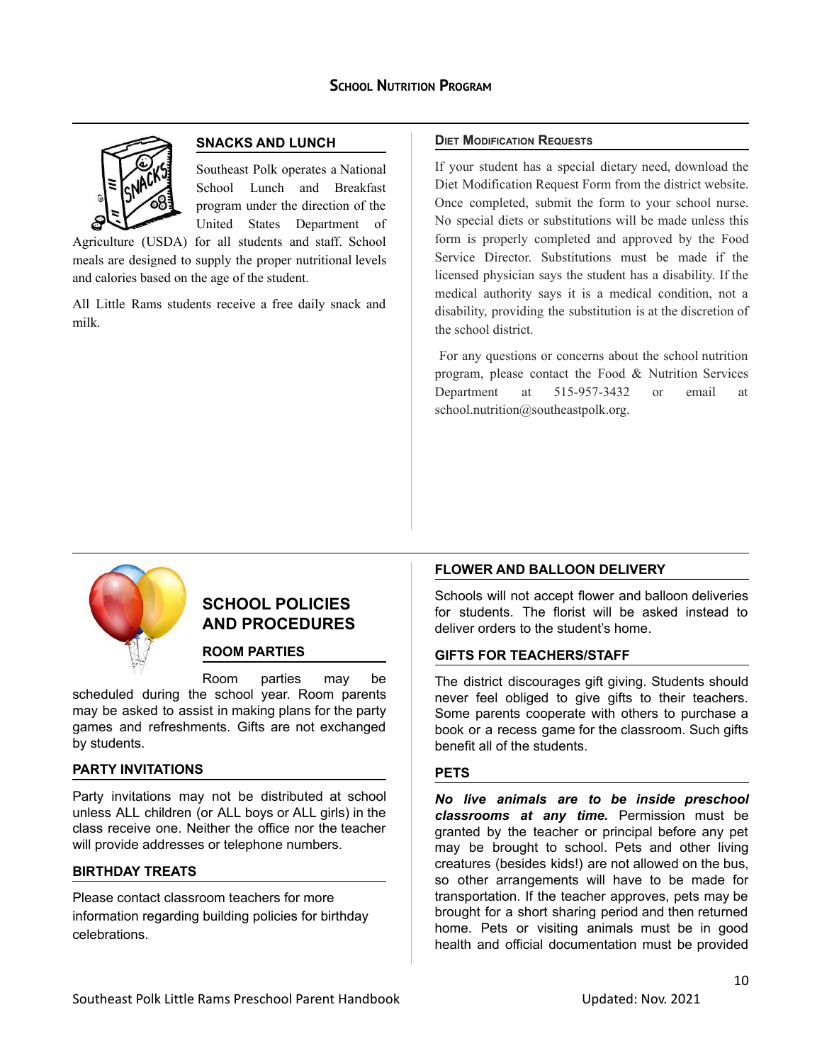# School Nutrition Program

## SNACKS AND LUNCH

Southeast Polk operates a National School Lunch and Breakfast program under the direction of the United States Department of Agriculture (USDA) for all students and staff. School meals are designed to supply the proper nutritional levels and calories based on the age of the student.

All Little Rams students receive a free daily snack and milk.

## Diet Modification Requests

If your student has a special dietary need, download the Diet Modification Request Form from the district website. Once completed, submit the form to your school nurse. No special diets or substitutions will be made unless this form is properly completed and approved by the Food Service Director. Substitutions must be made if the licensed physician says the student has a disability. If the medical authority says it is a medical condition, not a disability, providing the substitution is at the discretion of the school district.

For any questions or concerns about the school nutrition program, please contact the Food & Nutrition Services Department at 515-957-3432 or email at school.nutrition@southeastpolk.org.

# SCHOOL POLICIES AND PROCEDURES

## ROOM PARTIES

Room parties may be scheduled during the school year. Room parents may be asked to assist in making plans for the party games and refreshments. Gifts are not exchanged by students.

## PARTY INVITATIONS

Party invitations may not be distributed at school unless ALL children (or ALL boys or ALL girls) in the class receive one. Neither the office nor the teacher will provide addresses or telephone numbers.

## BIRTHDAY TREATS

Please contact classroom teachers for more information regarding building policies for birthday celebrations.

## FLOWER AND BALLOON DELIVERY

Schools will not accept flower and balloon deliveries for students. The florist will be asked instead to deliver orders to the student's home.

## GIFTS FOR TEACHERS/STAFF

The district discourages gift giving. Students should never feel obliged to give gifts to their teachers. Some parents cooperate with others to purchase a book or a recess game for the classroom. Such gifts benefit all of the students.

## PETS

***No live animals are to be inside preschool classrooms at any time.*** Permission must be granted by the teacher or principal before any pet may be brought to school. Pets and other living creatures (besides kids!) are not allowed on the bus, so other arrangements will have to be made for transportation. If the teacher approves, pets may be brought for a short sharing period and then returned home. Pets or visiting animals must be in good health and official documentation must be provided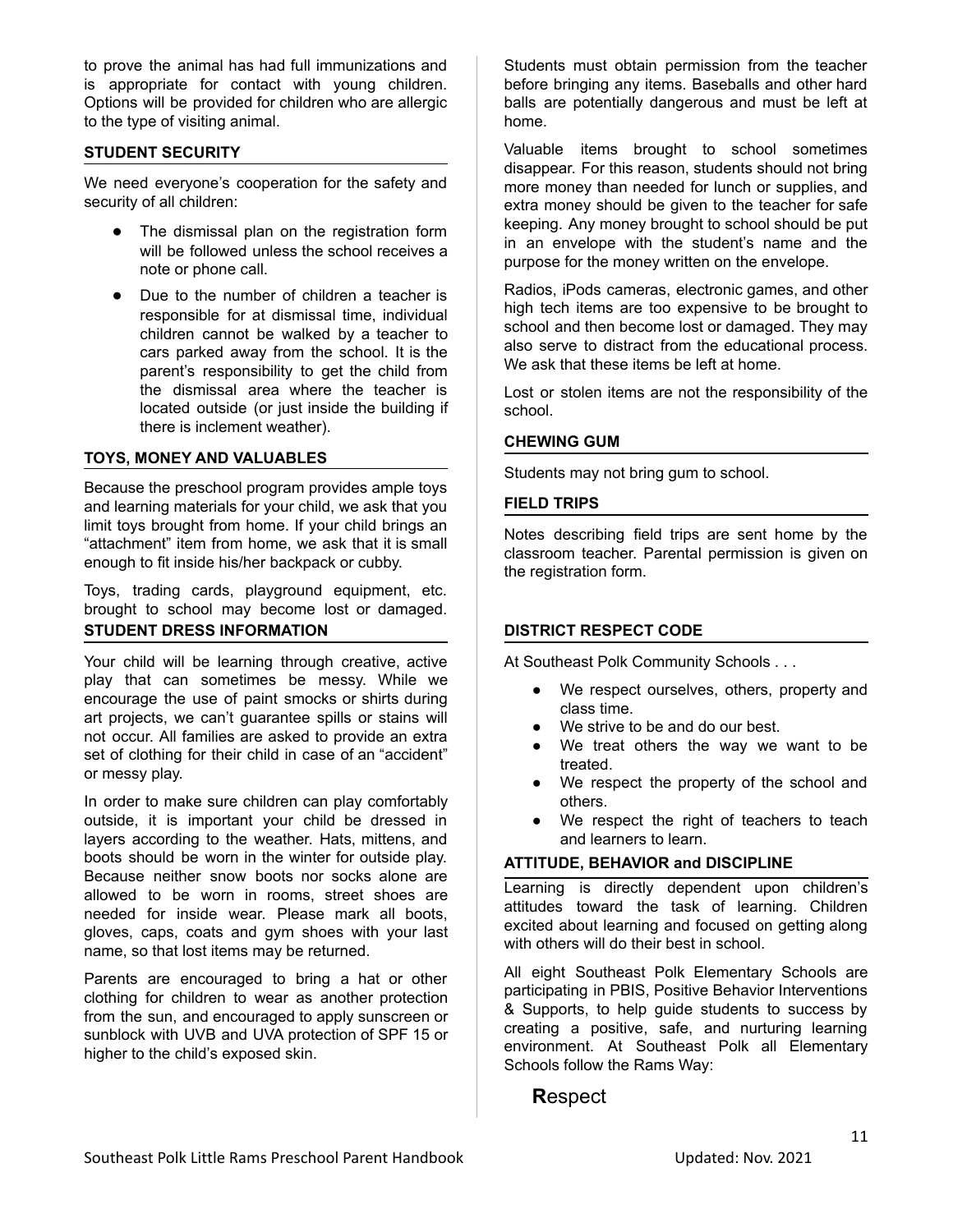to prove the animal has had full immunizations and is appropriate for contact with young children. Options will be provided for children who are allergic to the type of visiting animal.

## STUDENT SECURITY

We need everyone's cooperation for the safety and security of all children:

- The dismissal plan on the registration form will be followed unless the school receives a note or phone call.
- Due to the number of children a teacher is responsible for at dismissal time, individual children cannot be walked by a teacher to cars parked away from the school. It is the parent's responsibility to get the child from the dismissal area where the teacher is located outside (or just inside the building if there is inclement weather).

## TOYS, MONEY AND VALUABLES

Because the preschool program provides ample toys and learning materials for your child, we ask that you limit toys brought from home. If your child brings an "attachment" item from home, we ask that it is small enough to fit inside his/her backpack or cubby.

Toys, trading cards, playground equipment, etc. brought to school may become lost or damaged. Students must obtain permission from the teacher before bringing any items. Baseballs and other hard balls are potentially dangerous and must be left at home.

Valuable items brought to school sometimes disappear. For this reason, students should not bring more money than needed for lunch or supplies, and extra money should be given to the teacher for safe keeping. Any money brought to school should be put in an envelope with the student's name and the purpose for the money written on the envelope.

Radios, iPods cameras, electronic games, and other high tech items are too expensive to be brought to school and then become lost or damaged. They may also serve to distract from the educational process. We ask that these items be left at home.

Lost or stolen items are not the responsibility of the school.

## STUDENT DRESS INFORMATION

Your child will be learning through creative, active play that can sometimes be messy. While we encourage the use of paint smocks or shirts during art projects, we can't guarantee spills or stains will not occur. All families are asked to provide an extra set of clothing for their child in case of an "accident" or messy play.

In order to make sure children can play comfortably outside, it is important your child be dressed in layers according to the weather. Hats, mittens, and boots should be worn in the winter for outside play. Because neither snow boots nor socks alone are allowed to be worn in rooms, street shoes are needed for inside wear. Please mark all boots, gloves, caps, coats and gym shoes with your last name, so that lost items may be returned.

Parents are encouraged to bring a hat or other clothing for children to wear as another protection from the sun, and encouraged to apply sunscreen or sunblock with UVB and UVA protection of SPF 15 or higher to the child's exposed skin.

## CHEWING GUM

Students may not bring gum to school.

## FIELD TRIPS

Notes describing field trips are sent home by the classroom teacher. Parental permission is given on the registration form.

## DISTRICT RESPECT CODE

At Southeast Polk Community Schools . . .

- We respect ourselves, others, property and class time.
- We strive to be and do our best.
- We treat others the way we want to be treated.
- We respect the property of the school and others.
- We respect the right of teachers to teach and learners to learn.

## ATTITUDE, BEHAVIOR and DISCIPLINE

Learning is directly dependent upon children's attitudes toward the task of learning. Children excited about learning and focused on getting along with others will do their best in school.

All eight Southeast Polk Elementary Schools are participating in PBIS, Positive Behavior Interventions & Supports, to help guide students to success by creating a positive, safe, and nurturing learning environment. At Southeast Polk all Elementary Schools follow the Rams Way:

**R**espect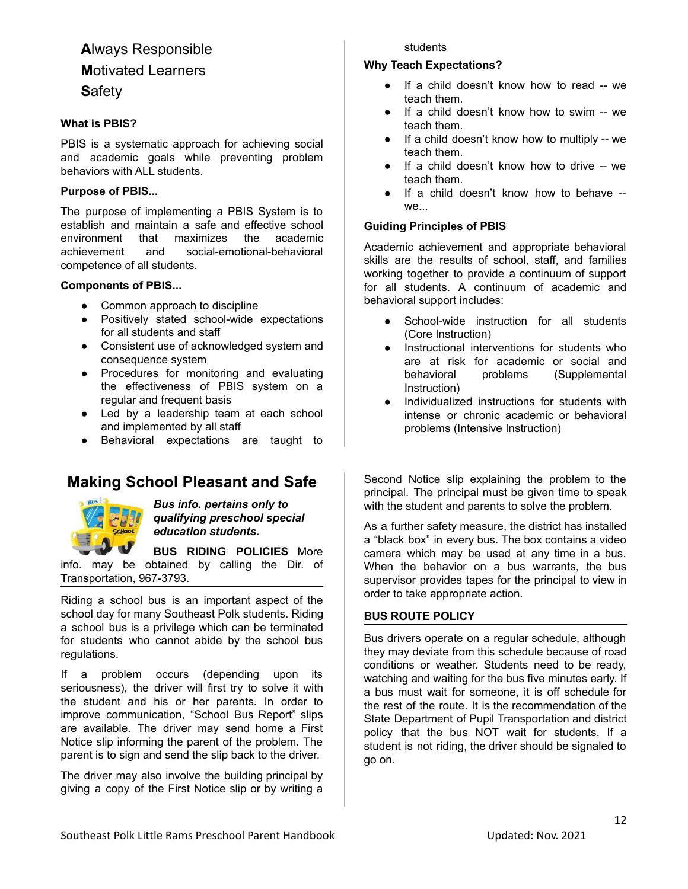**A**lways Responsible
**M**otivated Learners
**S**afety

**What is PBIS?**

PBIS is a systematic approach for achieving social and academic goals while preventing problem behaviors with ALL students.

**Purpose of PBIS...**

The purpose of implementing a PBIS System is to establish and maintain a safe and effective school environment that maximizes the academic achievement and social-emotional-behavioral competence of all students.

**Components of PBIS...**

- Common approach to discipline
- Positively stated school-wide expectations for all students and staff
- Consistent use of acknowledged system and consequence system
- Procedures for monitoring and evaluating the effectiveness of PBIS system on a regular and frequent basis
- Led by a leadership team at each school and implemented by all staff
- Behavioral expectations are taught to students

**Why Teach Expectations?**

- If a child doesn't know how to read -- we teach them.
- If a child doesn't know how to swim -- we teach them.
- If a child doesn't know how to multiply -- we teach them.
- If a child doesn't know how to drive -- we teach them.
- If a child doesn't know how to behave -- we...

**Guiding Principles of PBIS**

Academic achievement and appropriate behavioral skills are the results of school, staff, and families working together to provide a continuum of support for all students. A continuum of academic and behavioral support includes:

- School-wide instruction for all students (Core Instruction)
- Instructional interventions for students who are at risk for academic or social and behavioral problems (Supplemental Instruction)
- Individualized instructions for students with intense or chronic academic or behavioral problems (Intensive Instruction)

## Making School Pleasant and Safe

***Bus info. pertains only to qualifying preschool special education students.***

**BUS RIDING POLICIES** More info. may be obtained by calling the Dir. of Transportation, 967-3793.

Riding a school bus is an important aspect of the school day for many Southeast Polk students. Riding a school bus is a privilege which can be terminated for students who cannot abide by the school bus regulations.

If a problem occurs (depending upon its seriousness), the driver will first try to solve it with the student and his or her parents. In order to improve communication, "School Bus Report" slips are available. The driver may send home a First Notice slip informing the parent of the problem. The parent is to sign and send the slip back to the driver.

The driver may also involve the building principal by giving a copy of the First Notice slip or by writing a Second Notice slip explaining the problem to the principal. The principal must be given time to speak with the student and parents to solve the problem.

As a further safety measure, the district has installed a "black box" in every bus. The box contains a video camera which may be used at any time in a bus. When the behavior on a bus warrants, the bus supervisor provides tapes for the principal to view in order to take appropriate action.

**BUS ROUTE POLICY**

Bus drivers operate on a regular schedule, although they may deviate from this schedule because of road conditions or weather. Students need to be ready, watching and waiting for the bus five minutes early. If a bus must wait for someone, it is off schedule for the rest of the route. It is the recommendation of the State Department of Pupil Transportation and district policy that the bus NOT wait for students. If a student is not riding, the driver should be signaled to go on.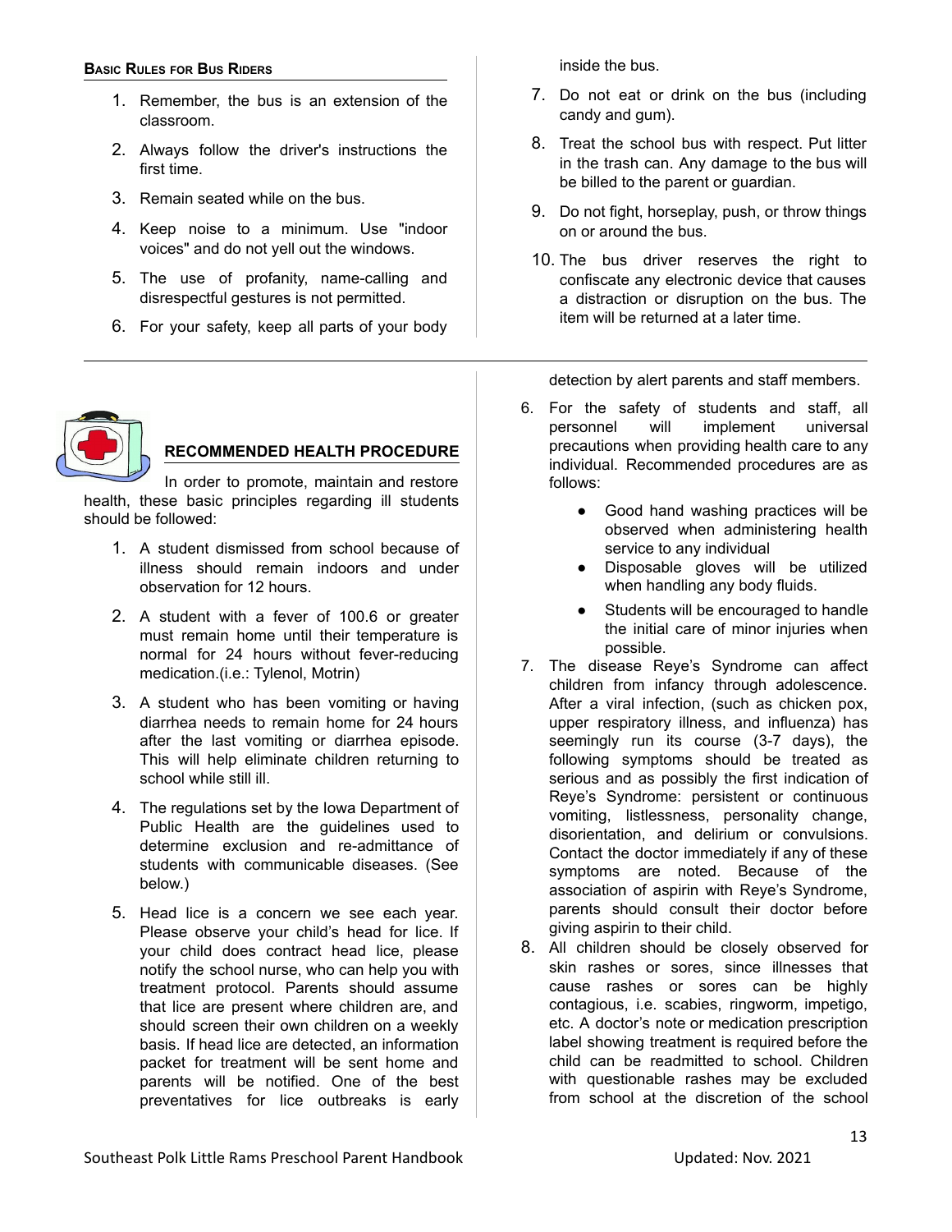#### Basic Rules for Bus Riders

1. Remember, the bus is an extension of the classroom.
2. Always follow the driver's instructions the first time.
3. Remain seated while on the bus.
4. Keep noise to a minimum. Use "indoor voices" and do not yell out the windows.
5. The use of profanity, name-calling and disrespectful gestures is not permitted.
6. For your safety, keep all parts of your body inside the bus.
7. Do not eat or drink on the bus (including candy and gum).
8. Treat the school bus with respect. Put litter in the trash can. Any damage to the bus will be billed to the parent or guardian.
9. Do not fight, horseplay, push, or throw things on or around the bus.
10. The bus driver reserves the right to confiscate any electronic device that causes a distraction or disruption on the bus. The item will be returned at a later time.

---

## RECOMMENDED HEALTH PROCEDURE

In order to promote, maintain and restore health, these basic principles regarding ill students should be followed:

1. A student dismissed from school because of illness should remain indoors and under observation for 12 hours.
2. A student with a fever of 100.6 or greater must remain home until their temperature is normal for 24 hours without fever-reducing medication.(i.e.: Tylenol, Motrin)
3. A student who has been vomiting or having diarrhea needs to remain home for 24 hours after the last vomiting or diarrhea episode. This will help eliminate children returning to school while still ill.
4. The regulations set by the Iowa Department of Public Health are the guidelines used to determine exclusion and re-admittance of students with communicable diseases. (See below.)
5. Head lice is a concern we see each year. Please observe your child's head for lice. If your child does contract head lice, please notify the school nurse, who can help you with treatment protocol. Parents should assume that lice are present where children are, and should screen their own children on a weekly basis. If head lice are detected, an information packet for treatment will be sent home and parents will be notified. One of the best preventatives for lice outbreaks is early detection by alert parents and staff members.
6. For the safety of students and staff, all personnel will implement universal precautions when providing health care to any individual. Recommended procedures are as follows:
   - Good hand washing practices will be observed when administering health service to any individual
   - Disposable gloves will be utilized when handling any body fluids.
   - Students will be encouraged to handle the initial care of minor injuries when possible.
7. The disease Reye's Syndrome can affect children from infancy through adolescence. After a viral infection, (such as chicken pox, upper respiratory illness, and influenza) has seemingly run its course (3-7 days), the following symptoms should be treated as serious and as possibly the first indication of Reye's Syndrome: persistent or continuous vomiting, listlessness, personality change, disorientation, and delirium or convulsions. Contact the doctor immediately if any of these symptoms are noted. Because of the association of aspirin with Reye's Syndrome, parents should consult their doctor before giving aspirin to their child.
8. All children should be closely observed for skin rashes or sores, since illnesses that cause rashes or sores can be highly contagious, i.e. scabies, ringworm, impetigo, etc. A doctor's note or medication prescription label showing treatment is required before the child can be readmitted to school. Children with questionable rashes may be excluded from school at the discretion of the school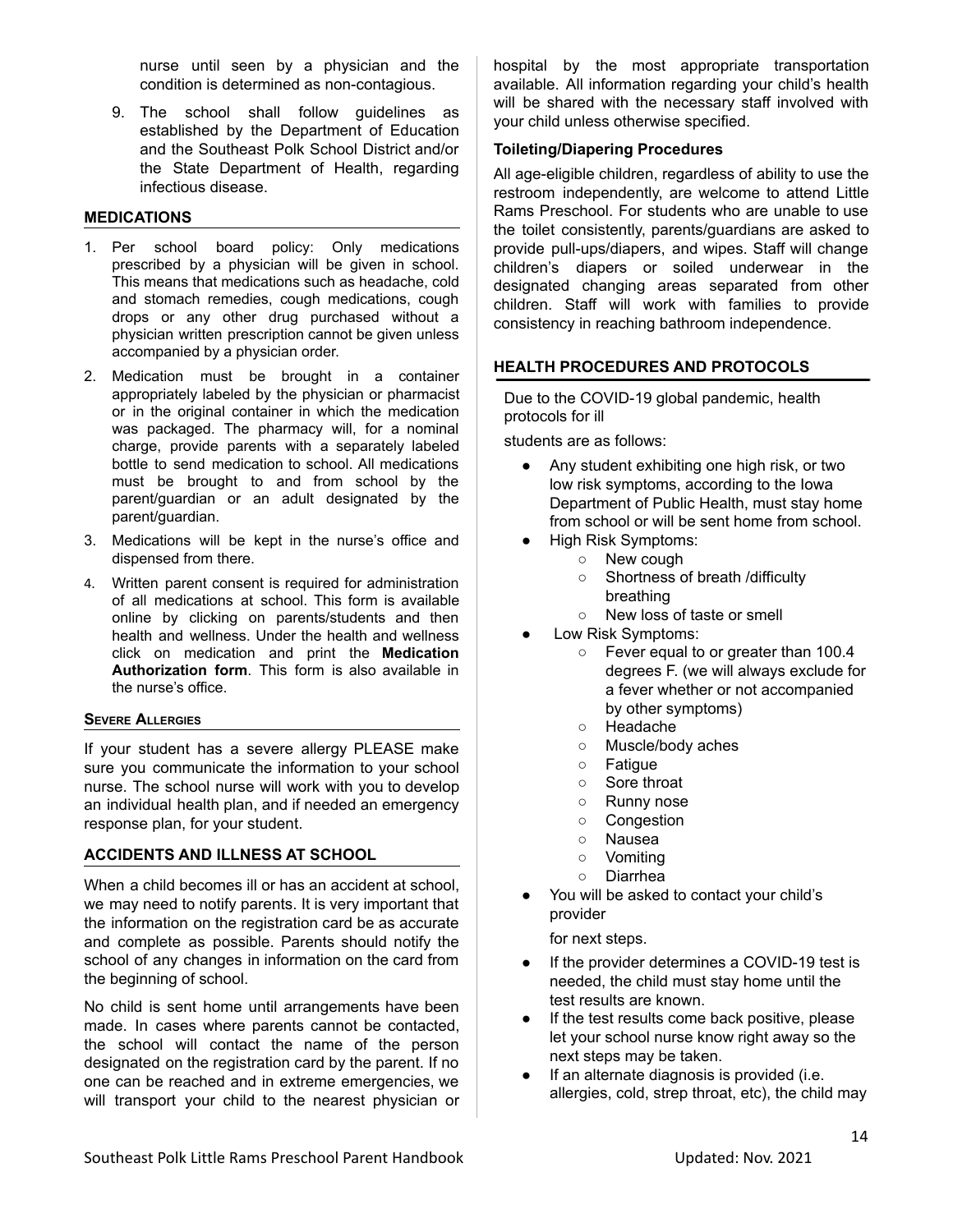nurse until seen by a physician and the condition is determined as non-contagious.

9. The school shall follow guidelines as established by the Department of Education and the Southeast Polk School District and/or the State Department of Health, regarding infectious disease.

## MEDICATIONS

1. Per school board policy: Only medications prescribed by a physician will be given in school. This means that medications such as headache, cold and stomach remedies, cough medications, cough drops or any other drug purchased without a physician written prescription cannot be given unless accompanied by a physician order.
2. Medication must be brought in a container appropriately labeled by the physician or pharmacist or in the original container in which the medication was packaged. The pharmacy will, for a nominal charge, provide parents with a separately labeled bottle to send medication to school. All medications must be brought to and from school by the parent/guardian or an adult designated by the parent/guardian.
3. Medications will be kept in the nurse's office and dispensed from there.
4. Written parent consent is required for administration of all medications at school. This form is available online by clicking on parents/students and then health and wellness. Under the health and wellness click on medication and print the **Medication Authorization form**. This form is also available in the nurse's office.

### Severe Allergies

If your student has a severe allergy PLEASE make sure you communicate the information to your school nurse. The school nurse will work with you to develop an individual health plan, and if needed an emergency response plan, for your student.

## ACCIDENTS AND ILLNESS AT SCHOOL

When a child becomes ill or has an accident at school, we may need to notify parents. It is very important that the information on the registration card be as accurate and complete as possible. Parents should notify the school of any changes in information on the card from the beginning of school.

No child is sent home until arrangements have been made. In cases where parents cannot be contacted, the school will contact the name of the person designated on the registration card by the parent. If no one can be reached and in extreme emergencies, we will transport your child to the nearest physician or hospital by the most appropriate transportation available. All information regarding your child's health will be shared with the necessary staff involved with your child unless otherwise specified.

### Toileting/Diapering Procedures

All age-eligible children, regardless of ability to use the restroom independently, are welcome to attend Little Rams Preschool. For students who are unable to use the toilet consistently, parents/guardians are asked to provide pull-ups/diapers, and wipes. Staff will change children's diapers or soiled underwear in the designated changing areas separated from other children. Staff will work with families to provide consistency in reaching bathroom independence.

## HEALTH PROCEDURES AND PROTOCOLS

Due to the COVID-19 global pandemic, health protocols for ill students are as follows:

- Any student exhibiting one high risk, or two low risk symptoms, according to the Iowa Department of Public Health, must stay home from school or will be sent home from school.
- High Risk Symptoms:
  - New cough
  - Shortness of breath /difficulty breathing
  - New loss of taste or smell
- Low Risk Symptoms:
  - Fever equal to or greater than 100.4 degrees F. (we will always exclude for a fever whether or not accompanied by other symptoms)
  - Headache
  - Muscle/body aches
  - Fatigue
  - Sore throat
  - Runny nose
  - Congestion
  - Nausea
  - Vomiting
  - Diarrhea
- You will be asked to contact your child's provider for next steps.
- If the provider determines a COVID-19 test is needed, the child must stay home until the test results are known.
- If the test results come back positive, please let your school nurse know right away so the next steps may be taken.
- If an alternate diagnosis is provided (i.e. allergies, cold, strep throat, etc), the child may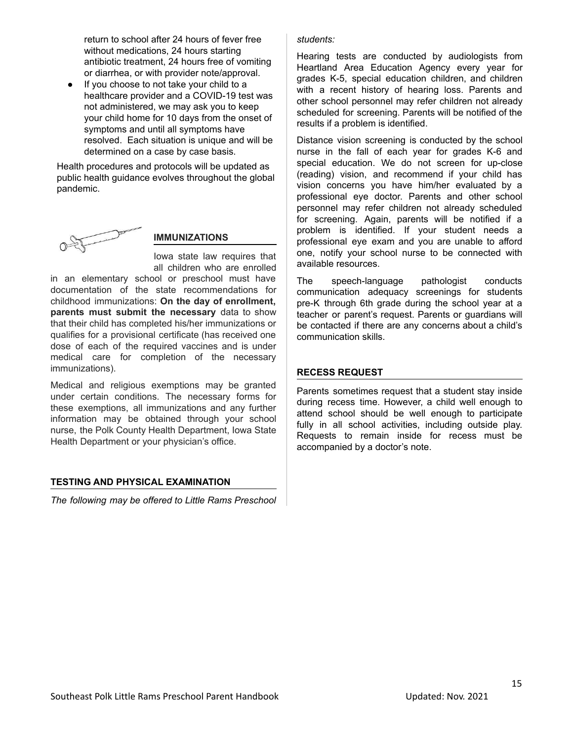return to school after 24 hours of fever free without medications, 24 hours starting antibiotic treatment, 24 hours free of vomiting or diarrhea, or with provider note/approval.

- If you choose to not take your child to a healthcare provider and a COVID-19 test was not administered, we may ask you to keep your child home for 10 days from the onset of symptoms and until all symptoms have resolved. Each situation is unique and will be determined on a case by case basis.

Health procedures and protocols will be updated as public health guidance evolves throughout the global pandemic.

## IMMUNIZATIONS

Iowa state law requires that all children who are enrolled in an elementary school or preschool must have documentation of the state recommendations for childhood immunizations: **On the day of enrollment, parents must submit the necessary** data to show that their child has completed his/her immunizations or qualifies for a provisional certificate (has received one dose of each of the required vaccines and is under medical care for completion of the necessary immunizations).

Medical and religious exemptions may be granted under certain conditions. The necessary forms for these exemptions, all immunizations and any further information may be obtained through your school nurse, the Polk County Health Department, Iowa State Health Department or your physician's office.

## TESTING AND PHYSICAL EXAMINATION

*The following may be offered to Little Rams Preschool students:*

Hearing tests are conducted by audiologists from Heartland Area Education Agency every year for grades K-5, special education children, and children with a recent history of hearing loss. Parents and other school personnel may refer children not already scheduled for screening. Parents will be notified of the results if a problem is identified.

Distance vision screening is conducted by the school nurse in the fall of each year for grades K-6 and special education. We do not screen for up-close (reading) vision, and recommend if your child has vision concerns you have him/her evaluated by a professional eye doctor. Parents and other school personnel may refer children not already scheduled for screening. Again, parents will be notified if a problem is identified. If your student needs a professional eye exam and you are unable to afford one, notify your school nurse to be connected with available resources.

The speech-language pathologist conducts communication adequacy screenings for students pre-K through 6th grade during the school year at a teacher or parent's request. Parents or guardians will be contacted if there are any concerns about a child's communication skills.

## RECESS REQUEST

Parents sometimes request that a student stay inside during recess time. However, a child well enough to attend school should be well enough to participate fully in all school activities, including outside play. Requests to remain inside for recess must be accompanied by a doctor's note.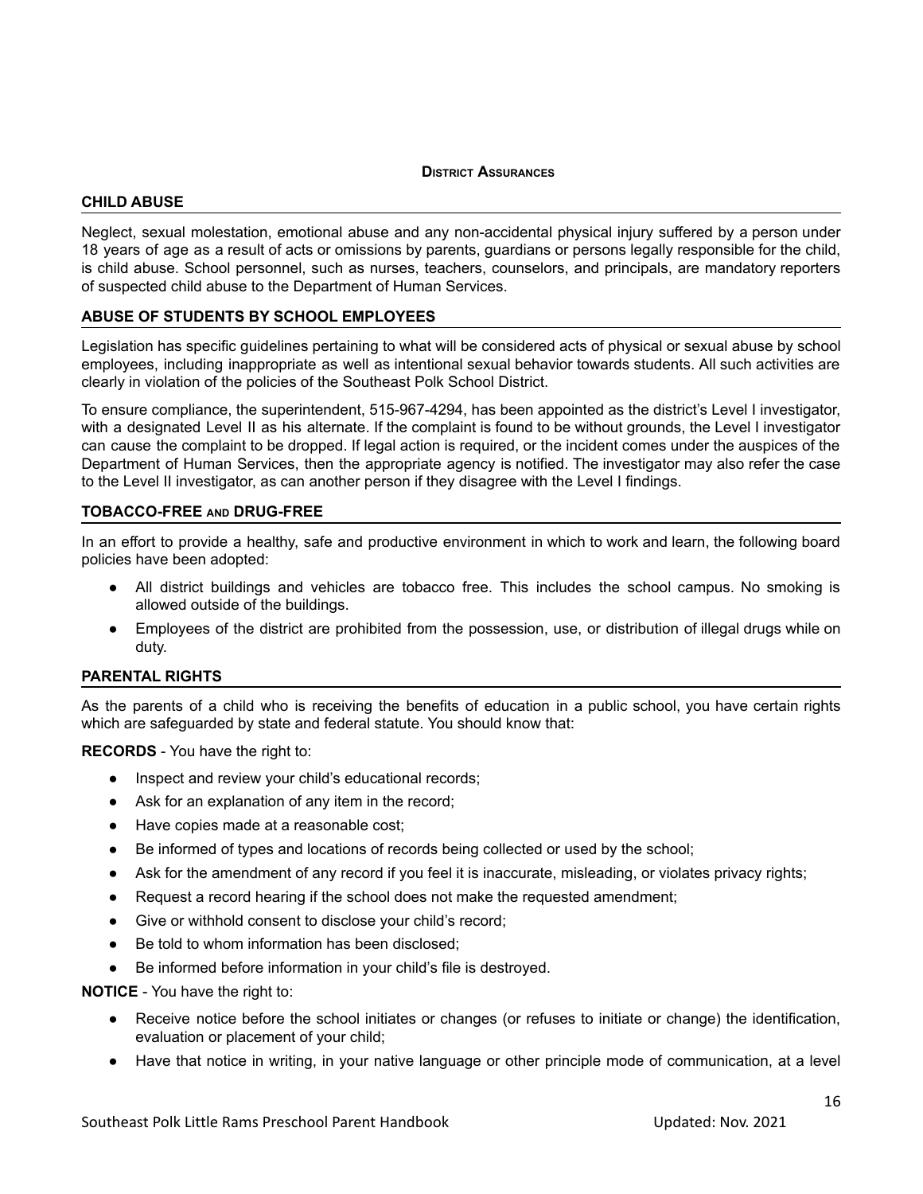#### District Assurances

### CHILD ABUSE

Neglect, sexual molestation, emotional abuse and any non-accidental physical injury suffered by a person under 18 years of age as a result of acts or omissions by parents, guardians or persons legally responsible for the child, is child abuse. School personnel, such as nurses, teachers, counselors, and principals, are mandatory reporters of suspected child abuse to the Department of Human Services.

### ABUSE OF STUDENTS BY SCHOOL EMPLOYEES

Legislation has specific guidelines pertaining to what will be considered acts of physical or sexual abuse by school employees, including inappropriate as well as intentional sexual behavior towards students. All such activities are clearly in violation of the policies of the Southeast Polk School District.

To ensure compliance, the superintendent, 515-967-4294, has been appointed as the district's Level I investigator, with a designated Level II as his alternate. If the complaint is found to be without grounds, the Level I investigator can cause the complaint to be dropped. If legal action is required, or the incident comes under the auspices of the Department of Human Services, then the appropriate agency is notified. The investigator may also refer the case to the Level II investigator, as can another person if they disagree with the Level I findings.

### TOBACCO-FREE AND DRUG-FREE

In an effort to provide a healthy, safe and productive environment in which to work and learn, the following board policies have been adopted:

- All district buildings and vehicles are tobacco free. This includes the school campus. No smoking is allowed outside of the buildings.
- Employees of the district are prohibited from the possession, use, or distribution of illegal drugs while on duty.

### PARENTAL RIGHTS

As the parents of a child who is receiving the benefits of education in a public school, you have certain rights which are safeguarded by state and federal statute. You should know that:

**RECORDS** - You have the right to:

- Inspect and review your child's educational records;
- Ask for an explanation of any item in the record;
- Have copies made at a reasonable cost;
- Be informed of types and locations of records being collected or used by the school;
- Ask for the amendment of any record if you feel it is inaccurate, misleading, or violates privacy rights;
- Request a record hearing if the school does not make the requested amendment;
- Give or withhold consent to disclose your child's record;
- Be told to whom information has been disclosed;
- Be informed before information in your child's file is destroyed.

**NOTICE** - You have the right to:

- Receive notice before the school initiates or changes (or refuses to initiate or change) the identification, evaluation or placement of your child;
- Have that notice in writing, in your native language or other principle mode of communication, at a level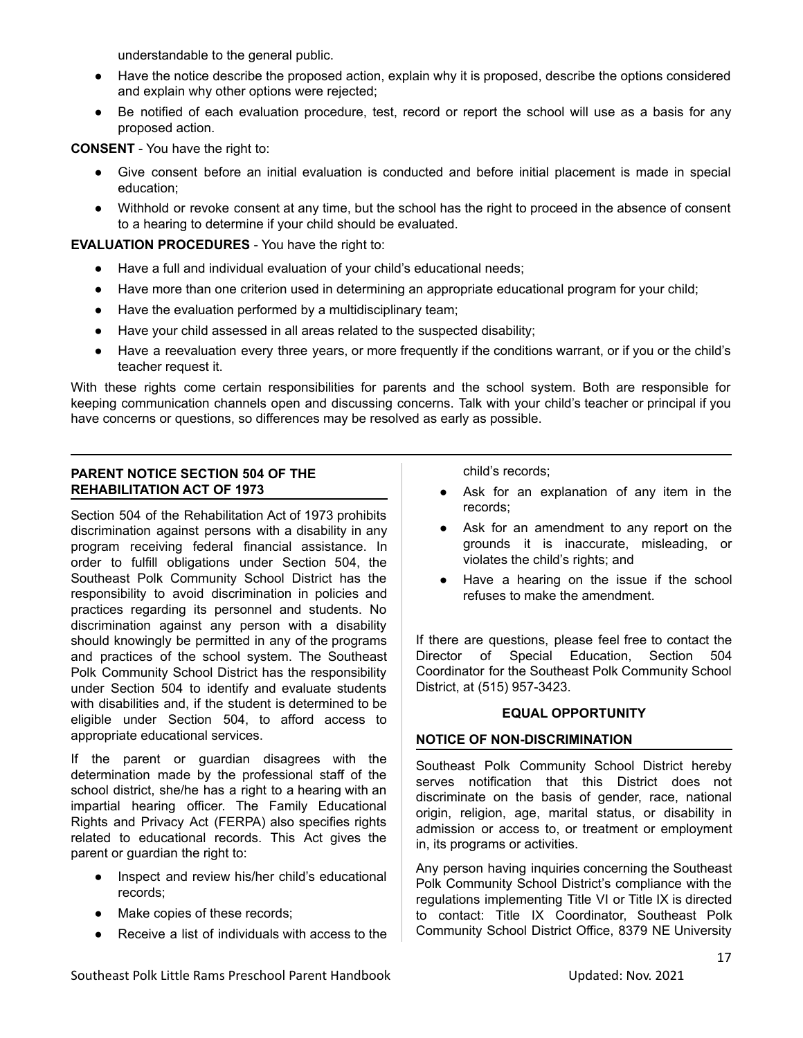understandable to the general public.

- Have the notice describe the proposed action, explain why it is proposed, describe the options considered and explain why other options were rejected;
- Be notified of each evaluation procedure, test, record or report the school will use as a basis for any proposed action.

**CONSENT** - You have the right to:

- Give consent before an initial evaluation is conducted and before initial placement is made in special education;
- Withhold or revoke consent at any time, but the school has the right to proceed in the absence of consent to a hearing to determine if your child should be evaluated.

**EVALUATION PROCEDURES** - You have the right to:

- Have a full and individual evaluation of your child's educational needs;
- Have more than one criterion used in determining an appropriate educational program for your child;
- Have the evaluation performed by a multidisciplinary team;
- Have your child assessed in all areas related to the suspected disability;
- Have a reevaluation every three years, or more frequently if the conditions warrant, or if you or the child's teacher request it.

With these rights come certain responsibilities for parents and the school system. Both are responsible for keeping communication channels open and discussing concerns. Talk with your child's teacher or principal if you have concerns or questions, so differences may be resolved as early as possible.

## PARENT NOTICE SECTION 504 OF THE REHABILITATION ACT OF 1973

Section 504 of the Rehabilitation Act of 1973 prohibits discrimination against persons with a disability in any program receiving federal financial assistance. In order to fulfill obligations under Section 504, the Southeast Polk Community School District has the responsibility to avoid discrimination in policies and practices regarding its personnel and students. No discrimination against any person with a disability should knowingly be permitted in any of the programs and practices of the school system. The Southeast Polk Community School District has the responsibility under Section 504 to identify and evaluate students with disabilities and, if the student is determined to be eligible under Section 504, to afford access to appropriate educational services.

If the parent or guardian disagrees with the determination made by the professional staff of the school district, she/he has a right to a hearing with an impartial hearing officer. The Family Educational Rights and Privacy Act (FERPA) also specifies rights related to educational records. This Act gives the parent or guardian the right to:

- Inspect and review his/her child's educational records;
- Make copies of these records;
- Receive a list of individuals with access to the child's records;
- Ask for an explanation of any item in the records;
- Ask for an amendment to any report on the grounds it is inaccurate, misleading, or violates the child's rights; and
- Have a hearing on the issue if the school refuses to make the amendment.

If there are questions, please feel free to contact the Director of Special Education, Section 504 Coordinator for the Southeast Polk Community School District, at (515) 957-3423.

## EQUAL OPPORTUNITY

### NOTICE OF NON-DISCRIMINATION

Southeast Polk Community School District hereby serves notification that this District does not discriminate on the basis of gender, race, national origin, religion, age, marital status, or disability in admission or access to, or treatment or employment in, its programs or activities.

Any person having inquiries concerning the Southeast Polk Community School District's compliance with the regulations implementing Title VI or Title IX is directed to contact: Title IX Coordinator, Southeast Polk Community School District Office, 8379 NE University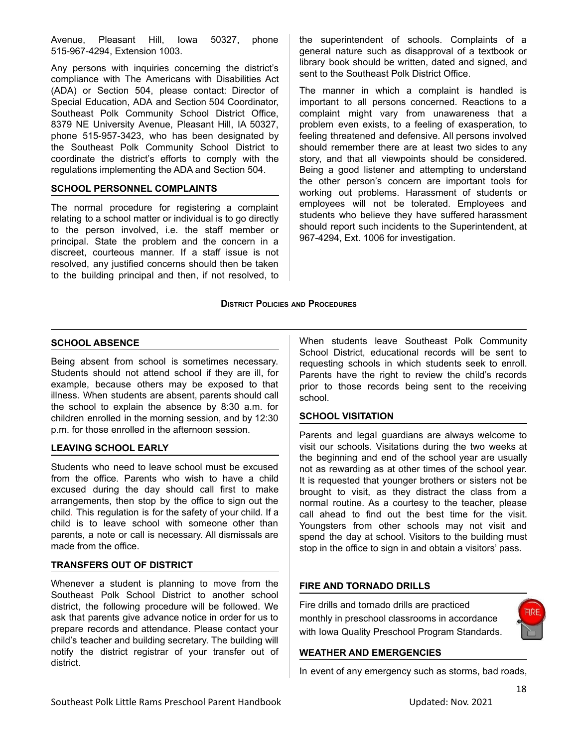Avenue, Pleasant Hill, Iowa 50327, phone 515-967-4294, Extension 1003.

Any persons with inquiries concerning the district's compliance with The Americans with Disabilities Act (ADA) or Section 504, please contact: Director of Special Education, ADA and Section 504 Coordinator, Southeast Polk Community School District Office, 8379 NE University Avenue, Pleasant Hill, IA 50327, phone 515-957-3423, who has been designated by the Southeast Polk Community School District to coordinate the district's efforts to comply with the regulations implementing the ADA and Section 504.

### SCHOOL PERSONNEL COMPLAINTS

The normal procedure for registering a complaint relating to a school matter or individual is to go directly to the person involved, i.e. the staff member or principal. State the problem and the concern in a discreet, courteous manner. If a staff issue is not resolved, any justified concerns should then be taken to the building principal and then, if not resolved, to the superintendent of schools. Complaints of a general nature such as disapproval of a textbook or library book should be written, dated and signed, and sent to the Southeast Polk District Office.

The manner in which a complaint is handled is important to all persons concerned. Reactions to a complaint might vary from unawareness that a problem even exists, to a feeling of exasperation, to feeling threatened and defensive. All persons involved should remember there are at least two sides to any story, and that all viewpoints should be considered. Being a good listener and attempting to understand the other person's concern are important tools for working out problems. Harassment of students or employees will not be tolerated. Employees and students who believe they have suffered harassment should report such incidents to the Superintendent, at 967-4294, Ext. 1006 for investigation.

## District Policies and Procedures

### SCHOOL ABSENCE

Being absent from school is sometimes necessary. Students should not attend school if they are ill, for example, because others may be exposed to that illness. When students are absent, parents should call the school to explain the absence by 8:30 a.m. for children enrolled in the morning session, and by 12:30 p.m. for those enrolled in the afternoon session.

### LEAVING SCHOOL EARLY

Students who need to leave school must be excused from the office. Parents who wish to have a child excused during the day should call first to make arrangements, then stop by the office to sign out the child. This regulation is for the safety of your child. If a child is to leave school with someone other than parents, a note or call is necessary. All dismissals are made from the office.

### TRANSFERS OUT OF DISTRICT

Whenever a student is planning to move from the Southeast Polk School District to another school district, the following procedure will be followed. We ask that parents give advance notice in order for us to prepare records and attendance. Please contact your child's teacher and building secretary. The building will notify the district registrar of your transfer out of district.

When students leave Southeast Polk Community School District, educational records will be sent to requesting schools in which students seek to enroll. Parents have the right to review the child's records prior to those records being sent to the receiving school.

### SCHOOL VISITATION

Parents and legal guardians are always welcome to visit our schools. Visitations during the two weeks at the beginning and end of the school year are usually not as rewarding as at other times of the school year. It is requested that younger brothers or sisters not be brought to visit, as they distract the class from a normal routine. As a courtesy to the teacher, please call ahead to find out the best time for the visit. Youngsters from other schools may not visit and spend the day at school. Visitors to the building must stop in the office to sign in and obtain a visitors' pass.

### FIRE AND TORNADO DRILLS

Fire drills and tornado drills are practiced monthly in preschool classrooms in accordance with Iowa Quality Preschool Program Standards.

### WEATHER AND EMERGENCIES

In event of any emergency such as storms, bad roads,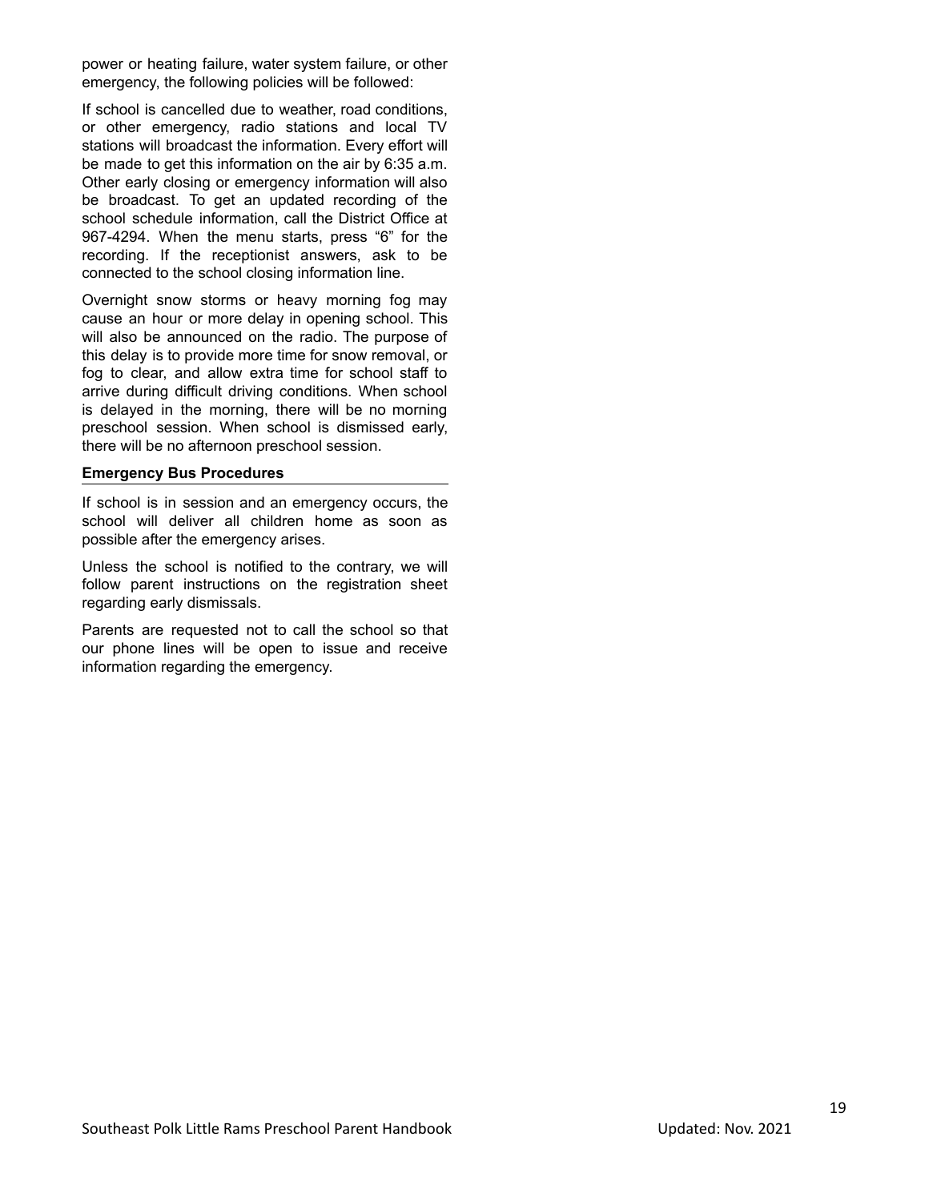power or heating failure, water system failure, or other emergency, the following policies will be followed:

If school is cancelled due to weather, road conditions, or other emergency, radio stations and local TV stations will broadcast the information. Every effort will be made to get this information on the air by 6:35 a.m. Other early closing or emergency information will also be broadcast. To get an updated recording of the school schedule information, call the District Office at 967-4294. When the menu starts, press "6" for the recording. If the receptionist answers, ask to be connected to the school closing information line.

Overnight snow storms or heavy morning fog may cause an hour or more delay in opening school. This will also be announced on the radio. The purpose of this delay is to provide more time for snow removal, or fog to clear, and allow extra time for school staff to arrive during difficult driving conditions. When school is delayed in the morning, there will be no morning preschool session. When school is dismissed early, there will be no afternoon preschool session.

### Emergency Bus Procedures

If school is in session and an emergency occurs, the school will deliver all children home as soon as possible after the emergency arises.

Unless the school is notified to the contrary, we will follow parent instructions on the registration sheet regarding early dismissals.

Parents are requested not to call the school so that our phone lines will be open to issue and receive information regarding the emergency.